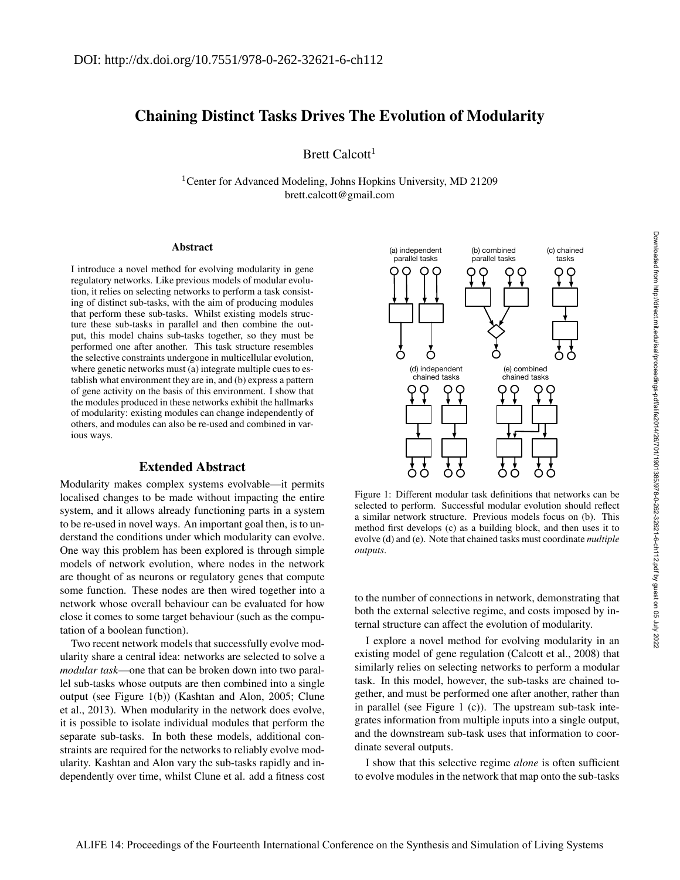DOI: http://dx.doi.org/10.7551/978-0-262-32621-6-ch112

# Chaining Distinct Tasks Drives The Evolution of Modularity

Brett Calcott[1]

[1]Center for Advanced Modeling, Johns Hopkins University, MD 21209
brett.calcott@gmail.com

## Abstract

I introduce a novel method for evolving modularity in gene regulatory networks. Like previous models of modular evolution, it relies on selecting networks to perform a task consisting of distinct sub-tasks, with the aim of producing modules that perform these sub-tasks. Whilst existing models structure these sub-tasks in parallel and then combine the output, this model chains sub-tasks together, so they must be performed one after another. This task structure resembles the selective constraints undergone in multicellular evolution, where genetic networks must (a) integrate multiple cues to establish what environment they are in, and (b) express a pattern of gene activity on the basis of this environment. I show that the modules produced in these networks exhibit the hallmarks of modularity: existing modules can change independently of others, and modules can also be re-used and combined in various ways.

## Extended Abstract

Modularity makes complex systems evolvable—it permits localised changes to be made without impacting the entire system, and it allows already functioning parts in a system to be re-used in novel ways. An important goal then, is to understand the conditions under which modularity can evolve. One way this problem has been explored is through simple models of network evolution, where nodes in the network are thought of as neurons or regulatory genes that compute some function. These nodes are then wired together into a network whose overall behaviour can be evaluated for how close it comes to some target behaviour (such as the computation of a boolean function).

Two recent network models that successfully evolve modularity share a central idea: networks are selected to solve a *modular task*—one that can be broken down into two parallel sub-tasks whose outputs are then combined into a single output (see Figure 1(b)) (Kashtan and Alon, 2005; Clune et al., 2013). When modularity in the network does evolve, it is possible to isolate individual modules that perform the separate sub-tasks. In both these models, additional constraints are required for the networks to reliably evolve modularity. Kashtan and Alon vary the sub-tasks rapidly and independently over time, whilst Clune et al. add a fitness cost to the number of connections in network, demonstrating that both the external selective regime, and costs imposed by internal structure can affect the evolution of modularity.

Figure 1: Different modular task definitions that networks can be selected to perform. Successful modular evolution should reflect a similar network structure. Previous models focus on (b). This method first develops (c) as a building block, and then uses it to evolve (d) and (e). Note that chained tasks must coordinate *multiple outputs*.

I explore a novel method for evolving modularity in an existing model of gene regulation (Calcott et al., 2008) that similarly relies on selecting networks to perform a modular task. In this model, however, the sub-tasks are chained together, and must be performed one after another, rather than in parallel (see Figure 1 (c)). The upstream sub-task integrates information from multiple inputs into a single output, and the downstream sub-task uses that information to coordinate several outputs.

I show that this selective regime *alone* is often sufficient to evolve modules in the network that map onto the sub-tasks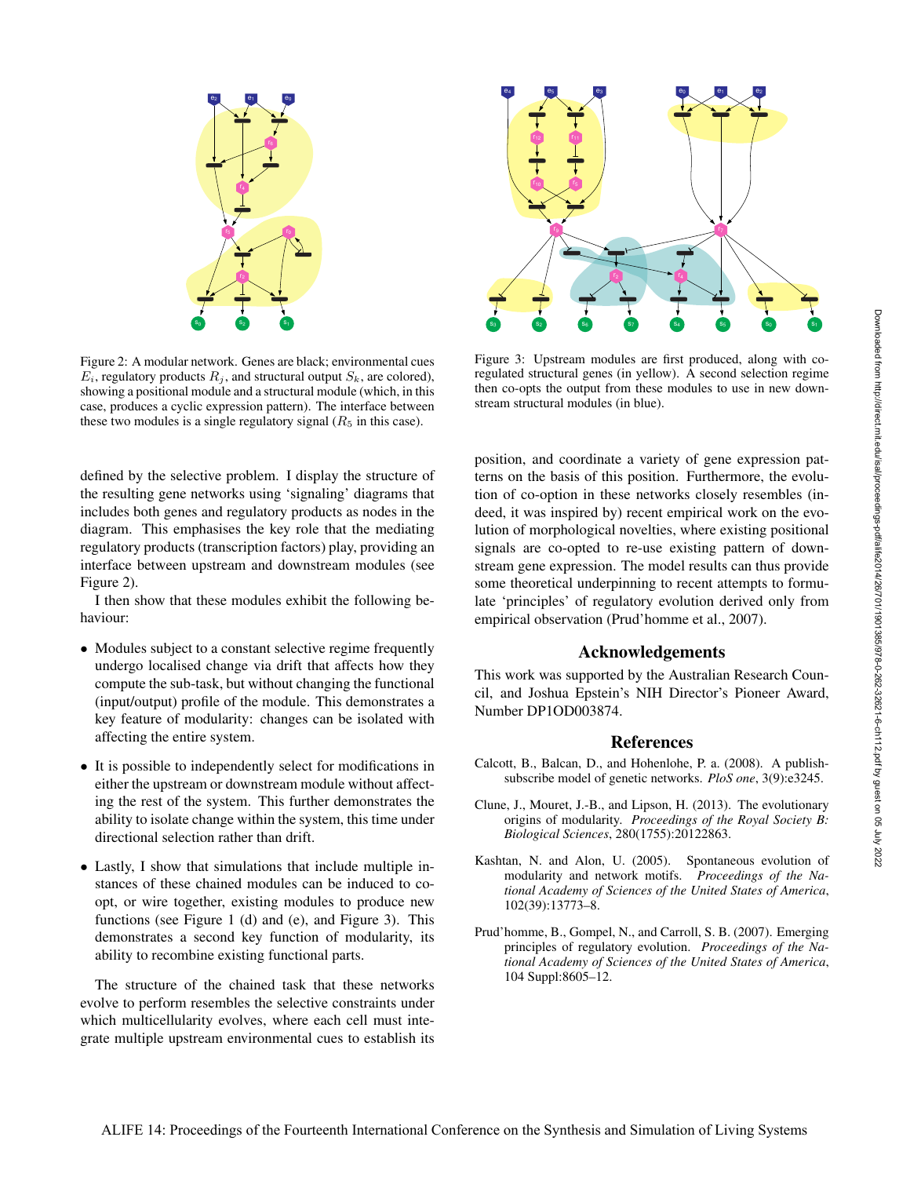Figure 2: A modular network. Genes are black; environmental cues $E_i$, regulatory products $R_j$, and structural output $S_k$, are colored), showing a positional module and a structural module (which, in this case, produces a cyclic expression pattern). The interface between these two modules is a single regulatory signal ($R_5$ in this case).

Figure 3: Upstream modules are first produced, along with co-regulated structural genes (in yellow). A second selection regime then co-opts the output from these modules to use in new downstream structural modules (in blue).

defined by the selective problem. I display the structure of the resulting gene networks using 'signaling' diagrams that includes both genes and regulatory products as nodes in the diagram. This emphasises the key role that the mediating regulatory products (transcription factors) play, providing an interface between upstream and downstream modules (see Figure 2).

I then show that these modules exhibit the following behaviour:

- Modules subject to a constant selective regime frequently undergo localised change via drift that affects how they compute the sub-task, but without changing the functional (input/output) profile of the module. This demonstrates a key feature of modularity: changes can be isolated with affecting the entire system.
- It is possible to independently select for modifications in either the upstream or downstream module without affecting the rest of the system. This further demonstrates the ability to isolate change within the system, this time under directional selection rather than drift.
- Lastly, I show that simulations that include multiple instances of these chained modules can be induced to co-opt, or wire together, existing modules to produce new functions (see Figure 1 (d) and (e), and Figure 3). This demonstrates a second key function of modularity, its ability to recombine existing functional parts.

The structure of the chained task that these networks evolve to perform resembles the selective constraints under which multicellularity evolves, where each cell must integrate multiple upstream environmental cues to establish its position, and coordinate a variety of gene expression patterns on the basis of this position. Furthermore, the evolution of co-option in these networks closely resembles (indeed, it was inspired by) recent empirical work on the evolution of morphological novelties, where existing positional signals are co-opted to re-use existing pattern of downstream gene expression. The model results can thus provide some theoretical underpinning to recent attempts to formulate 'principles' of regulatory evolution derived only from empirical observation (Prud'homme et al., 2007).

## Acknowledgements

This work was supported by the Australian Research Council, and Joshua Epstein's NIH Director's Pioneer Award, Number DP1OD003874.

## References

Calcott, B., Balcan, D., and Hohenlohe, P. a. (2008). A publish-subscribe model of genetic networks. *PloS one*, 3(9):e3245.

Clune, J., Mouret, J.-B., and Lipson, H. (2013). The evolutionary origins of modularity. *Proceedings of the Royal Society B: Biological Sciences*, 280(1755):20122863.

Kashtan, N. and Alon, U. (2005). Spontaneous evolution of modularity and network motifs. *Proceedings of the National Academy of Sciences of the United States of America*, 102(39):13773–8.

Prud'homme, B., Gompel, N., and Carroll, S. B. (2007). Emerging principles of regulatory evolution. *Proceedings of the National Academy of Sciences of the United States of America*, 104 Suppl:8605–12.